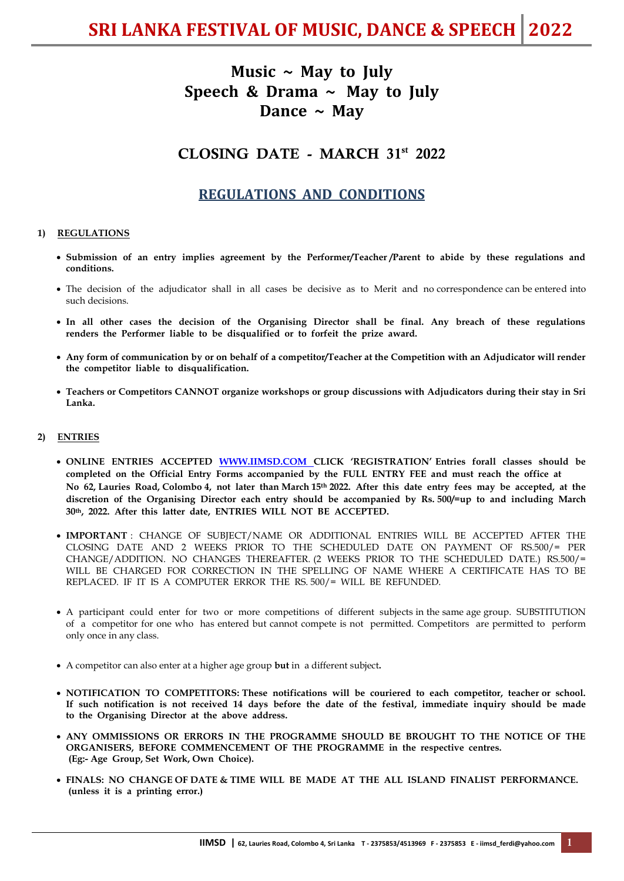# SRI LANKA FESTIVAL OF MUSIC, DANCE & SPEECH 2022

## Music ~ May to July
## Speech & Drama ~ May to July
## Dance ~ May

## CLOSING DATE - MARCH 31st 2022

## REGULATIONS AND CONDITIONS

### 1) REGULATIONS

- **Submission of an entry implies agreement by the Performer/Teacher /Parent to abide by these regulations and conditions.**
- The decision of the adjudicator shall in all cases be decisive as to Merit and no correspondence can be entered into such decisions.
- **In all other cases the decision of the Organising Director shall be final. Any breach of these regulations renders the Performer liable to be disqualified or to forfeit the prize award.**
- **Any form of communication by or on behalf of a competitor/Teacher at the Competition with an Adjudicator will render the competitor liable to disqualification.**
- **Teachers or Competitors CANNOT organize workshops or group discussions with Adjudicators during their stay in Sri Lanka.**

### 2) ENTRIES

- **ONLINE ENTRIES ACCEPTED WWW.IIMSD.COM CLICK 'REGISTRATION' Entries forall classes should be completed on the Official Entry Forms accompanied by the FULL ENTRY FEE and must reach the office at No 62, Lauries Road, Colombo 4, not later than March 15th 2022. After this date entry fees may be accepted, at the discretion of the Organising Director each entry should be accompanied by Rs. 500/=up to and including March 30th, 2022. After this latter date, ENTRIES WILL NOT BE ACCEPTED.**
- **IMPORTANT** : CHANGE OF SUBJECT/NAME OR ADDITIONAL ENTRIES WILL BE ACCEPTED AFTER THE CLOSING DATE AND 2 WEEKS PRIOR TO THE SCHEDULED DATE ON PAYMENT OF RS.500/= PER CHANGE/ADDITION. NO CHANGES THEREAFTER. (2 WEEKS PRIOR TO THE SCHEDULED DATE.) RS.500/= WILL BE CHARGED FOR CORRECTION IN THE SPELLING OF NAME WHERE A CERTIFICATE HAS TO BE REPLACED. IF IT IS A COMPUTER ERROR THE RS. 500/= WILL BE REFUNDED.
- A participant could enter for two or more competitions of different subjects in the same age group. SUBSTITUTION of a competitor for one who has entered but cannot compete is not permitted. Competitors are permitted to perform only once in any class.
- A competitor can also enter at a higher age group **but** in a different subject**.**
- **NOTIFICATION TO COMPETITORS: These notifications will be couriered to each competitor, teacher or school. If such notification is not received 14 days before the date of the festival, immediate inquiry should be made to the Organising Director at the above address.**
- **ANY OMMISSIONS OR ERRORS IN THE PROGRAMME SHOULD BE BROUGHT TO THE NOTICE OF THE ORGANISERS, BEFORE COMMENCEMENT OF THE PROGRAMME in the respective centres. (Eg:- Age Group, Set Work, Own Choice).**
- **FINALS: NO CHANGE OF DATE & TIME WILL BE MADE AT THE ALL ISLAND FINALIST PERFORMANCE. (unless it is a printing error.)**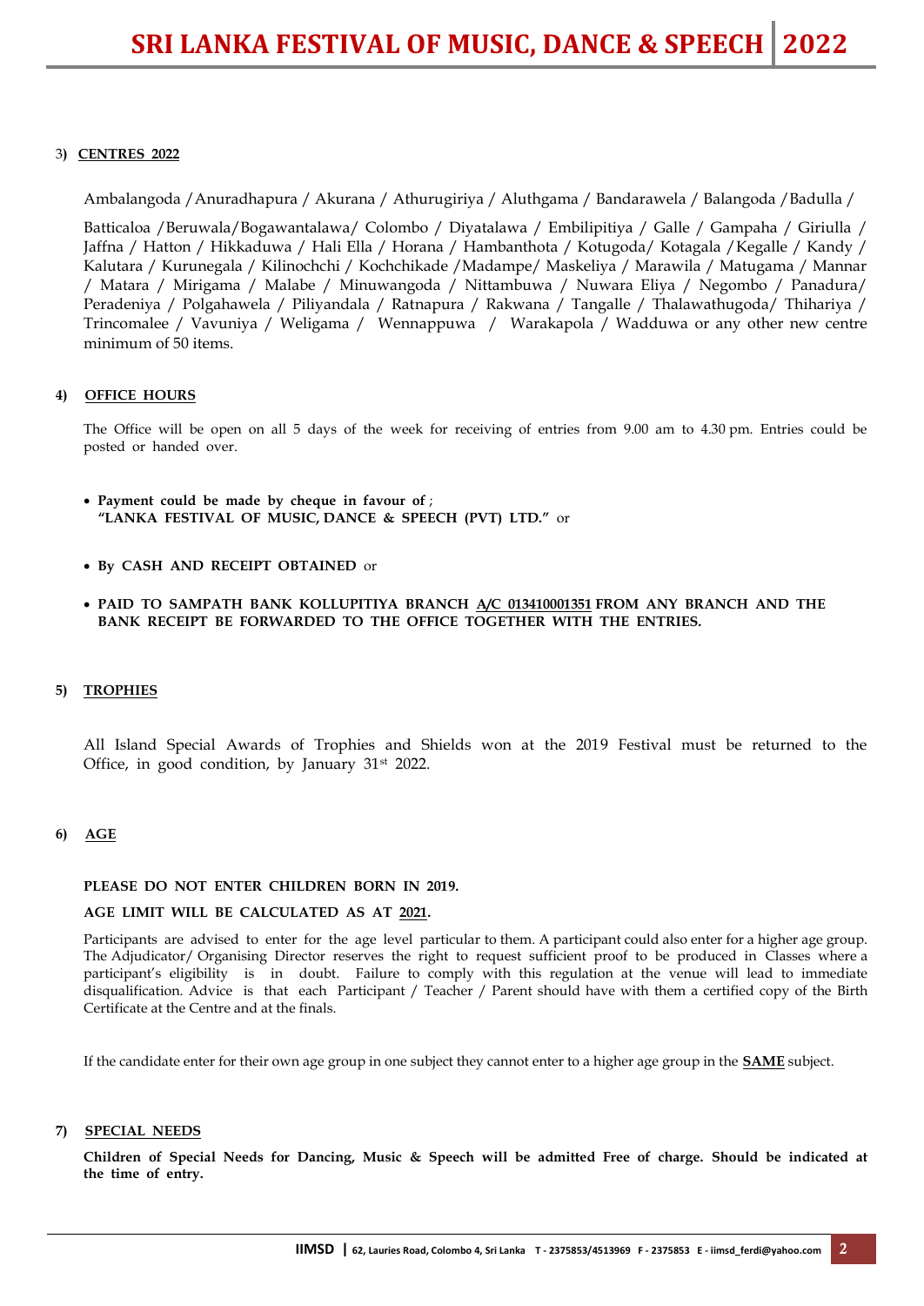3) **CENTRES 2022**

Ambalangoda / Anuradhapura / Akurana / Athurugiriya / Aluthgama / Bandarawela / Balangoda / Badulla /

Batticaloa / Beruwala/Bogawantalawa/ Colombo / Diyatalawa / Embilipitiya / Galle / Gampaha / Giriulla / Jaffna / Hatton / Hikkaduwa / Hali Ella / Horana / Hambanthota / Kotugoda/ Kotagala / Kegalle / Kandy / Kalutara / Kurunegala / Kilinochchi / Kochchikade / Madampe/ Maskeliya / Marawila / Matugama / Mannar / Matara / Mirigama / Malabe / Minuwangoda / Nittambuwa / Nuwara Eliya / Negombo / Panadura/ Peradeniya / Polgahawela / Piliyandala / Ratnapura / Rakwana / Tangalle / Thalawathugoda/ Thihariya / Trincomalee / Vavuniya / Weligama / Wennappuwa / Warakapola / Wadduwa or any other new centre minimum of 50 items.

**4) OFFICE HOURS**

The Office will be open on all 5 days of the week for receiving of entries from 9.00 am to 4.30 pm. Entries could be posted or handed over.

- **Payment could be made by cheque in favour of** ;
  **"LANKA FESTIVAL OF MUSIC, DANCE & SPEECH (PVT) LTD."** or
- **By CASH AND RECEIPT OBTAINED** or
- **PAID TO SAMPATH BANK KOLLUPITIYA BRANCH A/C 013410001351 FROM ANY BRANCH AND THE BANK RECEIPT BE FORWARDED TO THE OFFICE TOGETHER WITH THE ENTRIES.**

**5) TROPHIES**

All Island Special Awards of Trophies and Shields won at the 2019 Festival must be returned to the Office, in good condition, by January 31st 2022.

**6) AGE**

**PLEASE DO NOT ENTER CHILDREN BORN IN 2019.**

**AGE LIMIT WILL BE CALCULATED AS AT 2021.**

Participants are advised to enter for the age level particular to them. A participant could also enter for a higher age group. The Adjudicator/ Organising Director reserves the right to request sufficient proof to be produced in Classes where a participant's eligibility is in doubt. Failure to comply with this regulation at the venue will lead to immediate disqualification. Advice is that each Participant / Teacher / Parent should have with them a certified copy of the Birth Certificate at the Centre and at the finals.

If the candidate enter for their own age group in one subject they cannot enter to a higher age group in the **SAME** subject.

**7) SPECIAL NEEDS**

**Children of Special Needs for Dancing, Music & Speech will be admitted Free of charge. Should be indicated at the time of entry.**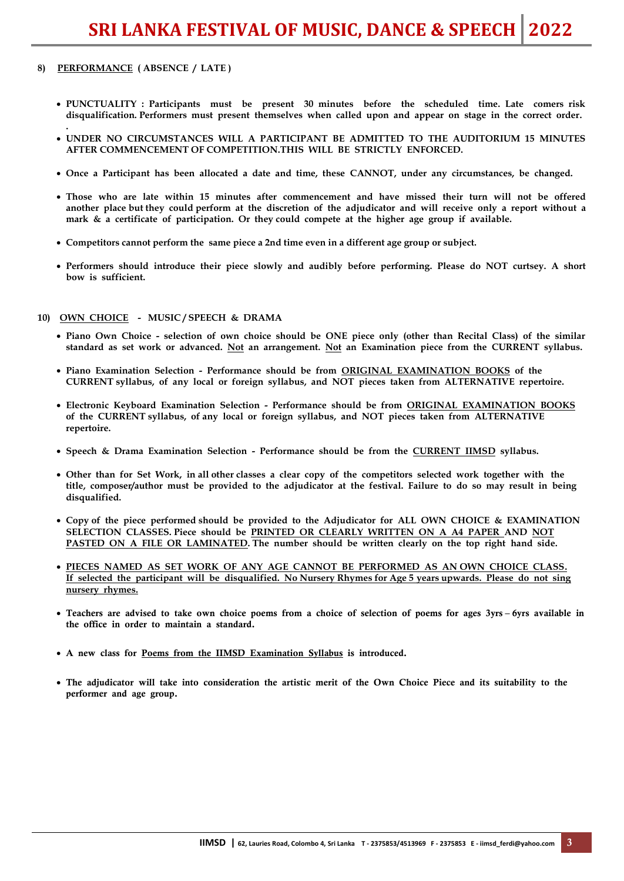**8) <u>PERFORMANCE</u> ( ABSENCE / LATE )**

- **PUNCTUALITY : Participants must be present 30 minutes before the scheduled time. Late comers risk disqualification. Performers must present themselves when called upon and appear on stage in the correct order.**
  **.**
- **UNDER NO CIRCUMSTANCES WILL A PARTICIPANT BE ADMITTED TO THE AUDITORIUM 15 MINUTES AFTER COMMENCEMENT OF COMPETITION.THIS WILL BE STRICTLY ENFORCED.**
- **Once a Participant has been allocated a date and time, these CANNOT, under any circumstances, be changed.**
- **Those who are late within 15 minutes after commencement and have missed their turn will not be offered another place but they could perform at the discretion of the adjudicator and will receive only a report without a mark & a certificate of participation. Or they could compete at the higher age group if available.**
- **Competitors cannot perform the same piece a 2nd time even in a different age group or subject.**
- **Performers should introduce their piece slowly and audibly before performing. Please do NOT curtsey. A short bow is sufficient.**

**10) <u>OWN CHOICE</u> - MUSIC / SPEECH & DRAMA**

- **Piano Own Choice - selection of own choice should be ONE piece only (other than Recital Class) of the similar standard as set work or advanced. <u>Not</u> an arrangement. <u>Not</u> an Examination piece from the CURRENT syllabus.**
- **Piano Examination Selection - Performance should be from <u>ORIGINAL EXAMINATION BOOKS</u> of the CURRENT syllabus, of any local or foreign syllabus, and NOT pieces taken from ALTERNATIVE repertoire.**
- **Electronic Keyboard Examination Selection - Performance should be from <u>ORIGINAL EXAMINATION BOOKS</u> of the CURRENT syllabus, of any local or foreign syllabus, and NOT pieces taken from ALTERNATIVE repertoire.**
- **Speech & Drama Examination Selection - Performance should be from the <u>CURRENT IIMSD</u> syllabus.**
- **Other than for Set Work, in all other classes a clear copy of the competitors selected work together with the title, composer/author must be provided to the adjudicator at the festival. Failure to do so may result in being disqualified.**
- **Copy of the piece performed should be provided to the Adjudicator for ALL OWN CHOICE & EXAMINATION SELECTION CLASSES. Piece should be <u>PRINTED OR CLEARLY WRITTEN ON A A4 PAPER</u> AND <u>NOT PASTED ON A FILE OR LAMINATED</u>. The number should be written clearly on the top right hand side.**
- **<u>PIECES NAMED AS SET WORK OF ANY AGE CANNOT BE PERFORMED AS AN OWN CHOICE CLASS. If selected the participant will be disqualified. No Nursery Rhymes for Age 5 years upwards. Please do not sing nursery rhymes.</u>**
- **Teachers are advised to take own choice poems from a choice of selection of poems for ages 3yrs – 6yrs available in the office in order to maintain a standard.**
- **A new class for <u>Poems from the IIMSD Examination Syllabus</u> is introduced.**
- **The adjudicator will take into consideration the artistic merit of the Own Choice Piece and its suitability to the performer and age group.**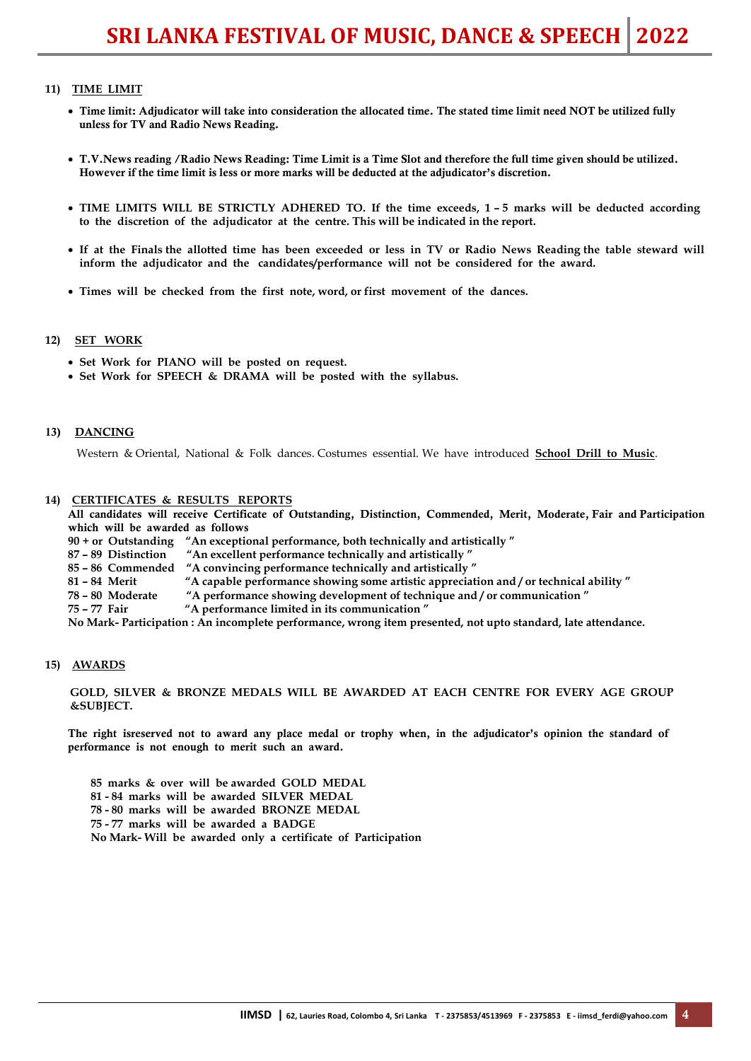## 11) TIME LIMIT

- **Time limit: Adjudicator will take into consideration the allocated time. The stated time limit need NOT be utilized fully unless for TV and Radio News Reading.**
- **T.V.News reading /Radio News Reading: Time Limit is a Time Slot and therefore the full time given should be utilized. However if the time limit is less or more marks will be deducted at the adjudicator's discretion.**
- **TIME LIMITS WILL BE STRICTLY ADHERED TO. If the time exceeds, 1 – 5 marks will be deducted according to the discretion of the adjudicator at the centre. This will be indicated in the report.**
- **If at the Finals the allotted time has been exceeded or less in TV or Radio News Reading the table steward will inform the adjudicator and the candidates/performance will not be considered for the award.**
- **Times will be checked from the first note, word, or first movement of the dances.**

## 12) SET WORK

- **Set Work for PIANO will be posted on request.**
- **Set Work for SPEECH & DRAMA will be posted with the syllabus.**

## 13) DANCING

Western & Oriental, National & Folk dances. Costumes essential. We have introduced **School Drill to Music**.

## 14) CERTIFICATES & RESULTS REPORTS

**All candidates will receive Certificate of Outstanding, Distinction, Commended, Merit, Moderate, Fair and Participation which will be awarded as follows**

**90 + or Outstanding "An exceptional performance, both technically and artistically "**
**87 – 89 Distinction "An excellent performance technically and artistically "**
**85 – 86 Commended "A convincing performance technically and artistically "**
**81 – 84 Merit "A capable performance showing some artistic appreciation and / or technical ability "**
**78 – 80 Moderate "A performance showing development of technique and / or communication "**
**75 – 77 Fair "A performance limited in its communication "**
**No Mark- Participation : An incomplete performance, wrong item presented, not upto standard, late attendance.**

## 15) AWARDS

**GOLD, SILVER & BRONZE MEDALS WILL BE AWARDED AT EACH CENTRE FOR EVERY AGE GROUP &SUBJECT.**

**The right isreserved not to award any place medal or trophy when, in the adjudicator's opinion the standard of performance is not enough to merit such an award.**

**85 marks & over will be awarded GOLD MEDAL**
**81 - 84 marks will be awarded SILVER MEDAL**
**78 - 80 marks will be awarded BRONZE MEDAL**
**75 - 77 marks will be awarded a BADGE**
**No Mark- Will be awarded only a certificate of Participation**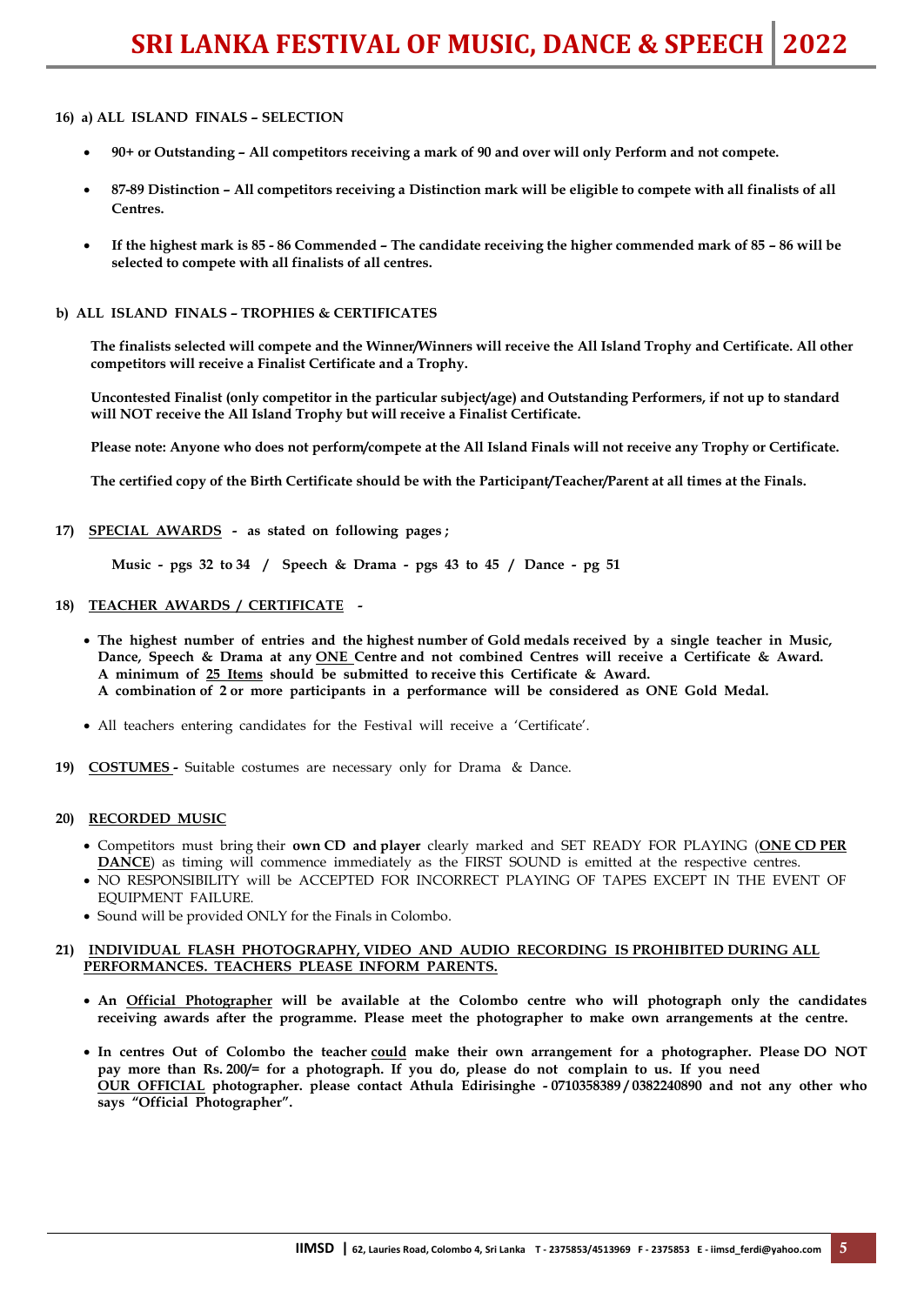**16) a) ALL ISLAND FINALS – SELECTION**

- **90+ or Outstanding – All competitors receiving a mark of 90 and over will only Perform and not compete.**
- **87-89 Distinction – All competitors receiving a Distinction mark will be eligible to compete with all finalists of all Centres.**
- **If the highest mark is 85 - 86 Commended – The candidate receiving the higher commended mark of 85 – 86 will be selected to compete with all finalists of all centres.**

**b) ALL ISLAND FINALS – TROPHIES & CERTIFICATES**

**The finalists selected will compete and the Winner/Winners will receive the All Island Trophy and Certificate. All other competitors will receive a Finalist Certificate and a Trophy.**

**Uncontested Finalist (only competitor in the particular subject/age) and Outstanding Performers, if not up to standard will NOT receive the All Island Trophy but will receive a Finalist Certificate.**

**Please note: Anyone who does not perform/compete at the All Island Finals will not receive any Trophy or Certificate.**

**The certified copy of the Birth Certificate should be with the Participant/Teacher/Parent at all times at the Finals.**

**17) <u>SPECIAL AWARDS</u> - as stated on following pages ;**

**Music - pgs 32 to 34 / Speech & Drama - pgs 43 to 45 / Dance - pg 51**

**18) <u>TEACHER AWARDS / CERTIFICATE</u> -**

- **The highest number of entries and the highest number of Gold medals received by a single teacher in Music, Dance, Speech & Drama at any <u>ONE</u> Centre and not combined Centres will receive a Certificate & Award. A minimum of <u>25 Items</u> should be submitted to receive this Certificate & Award. A combination of 2 or more participants in a performance will be considered as ONE Gold Medal.**
- All teachers entering candidates for the Festival will receive a 'Certificate'.

**19) <u>COSTUMES</u> -** Suitable costumes are necessary only for Drama & Dance.

**20) <u>RECORDED MUSIC</u>**

- Competitors must bring their **own CD and player** clearly marked and SET READY FOR PLAYING (**<u>ONE CD PER DANCE</u>**) as timing will commence immediately as the FIRST SOUND is emitted at the respective centres.
- NO RESPONSIBILITY will be ACCEPTED FOR INCORRECT PLAYING OF TAPES EXCEPT IN THE EVENT OF EQUIPMENT FAILURE.
- Sound will be provided ONLY for the Finals in Colombo.

**21) <u>INDIVIDUAL FLASH PHOTOGRAPHY, VIDEO AND AUDIO RECORDING IS PROHIBITED DURING ALL PERFORMANCES. TEACHERS PLEASE INFORM PARENTS.</u>**

- **An <u>Official Photographer</u> will be available at the Colombo centre who will photograph only the candidates receiving awards after the programme. Please meet the photographer to make own arrangements at the centre.**
- **In centres Out of Colombo the teacher <u>could</u> make their own arrangement for a photographer. Please DO NOT pay more than Rs. 200/= for a photograph. If you do, please do not complain to us. If you need <u>OUR OFFICIAL</u> photographer. please contact Athula Edirisinghe - 0710358389 / 0382240890 and not any other who says "Official Photographer".**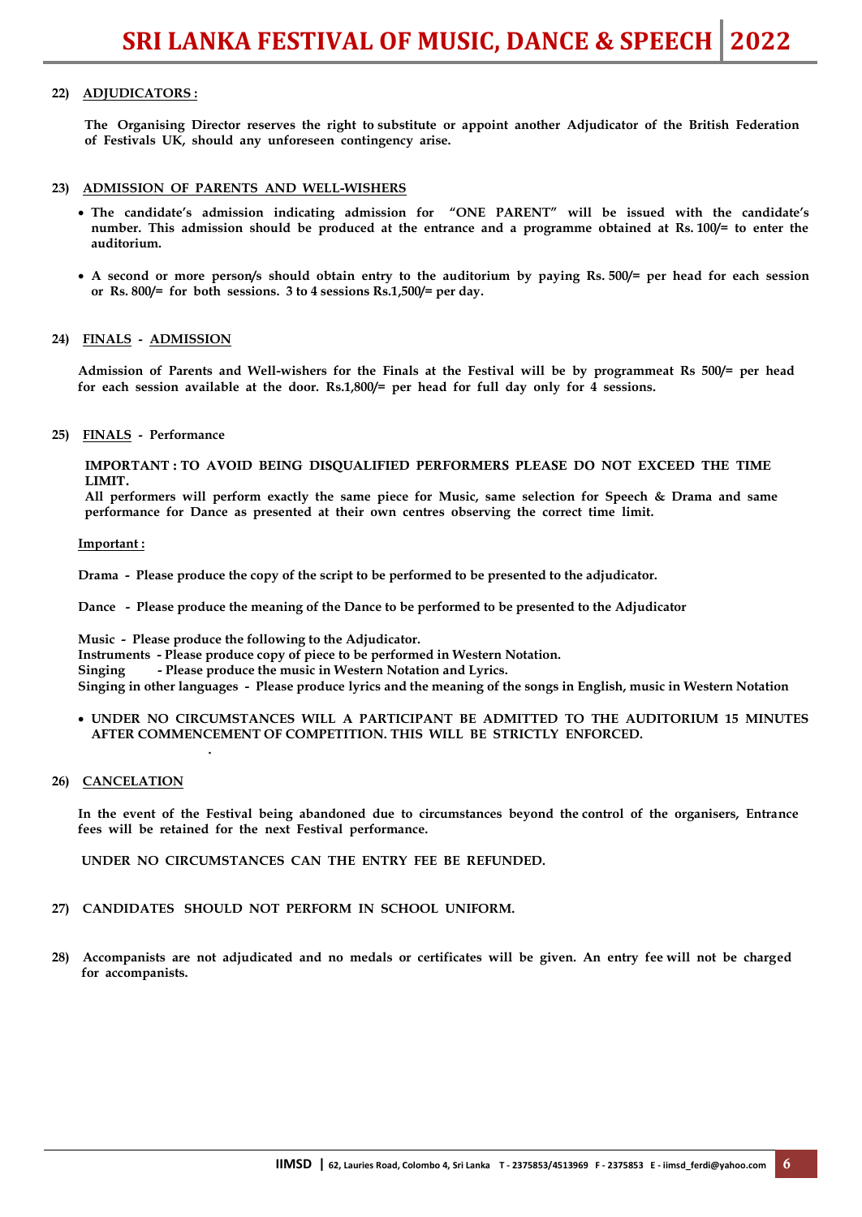**22) ADJUDICATORS :**

**The Organising Director reserves the right to substitute or appoint another Adjudicator of the British Federation of Festivals UK, should any unforeseen contingency arise.**

**23) ADMISSION OF PARENTS AND WELL-WISHERS**

- **The candidate's admission indicating admission for "ONE PARENT" will be issued with the candidate's number. This admission should be produced at the entrance and a programme obtained at Rs. 100/= to enter the auditorium.**
- **A second or more person/s should obtain entry to the auditorium by paying Rs. 500/= per head for each session or Rs. 800/= for both sessions. 3 to 4 sessions Rs.1,500/= per day.**

**24) FINALS - ADMISSION**

**Admission of Parents and Well-wishers for the Finals at the Festival will be by programmeat Rs 500/= per head for each session available at the door. Rs.1,800/= per head for full day only for 4 sessions.**

**25) FINALS - Performance**

**IMPORTANT : TO AVOID BEING DISQUALIFIED PERFORMERS PLEASE DO NOT EXCEED THE TIME LIMIT.**
**All performers will perform exactly the same piece for Music, same selection for Speech & Drama and same performance for Dance as presented at their own centres observing the correct time limit.**

**Important :**

**Drama - Please produce the copy of the script to be performed to be presented to the adjudicator.**

**Dance - Please produce the meaning of the Dance to be performed to be presented to the Adjudicator**

**Music - Please produce the following to the Adjudicator.**
**Instruments - Please produce copy of piece to be performed in Western Notation.**
**Singing - Please produce the music in Western Notation and Lyrics.**
**Singing in other languages - Please produce lyrics and the meaning of the songs in English, music in Western Notation**

- **UNDER NO CIRCUMSTANCES WILL A PARTICIPANT BE ADMITTED TO THE AUDITORIUM 15 MINUTES AFTER COMMENCEMENT OF COMPETITION. THIS WILL BE STRICTLY ENFORCED.**

**26) CANCELATION**

**In the event of the Festival being abandoned due to circumstances beyond the control of the organisers, Entrance fees will be retained for the next Festival performance.**

**UNDER NO CIRCUMSTANCES CAN THE ENTRY FEE BE REFUNDED.**

**27) CANDIDATES SHOULD NOT PERFORM IN SCHOOL UNIFORM.**

**28) Accompanists are not adjudicated and no medals or certificates will be given. An entry fee will not be charged for accompanists.**